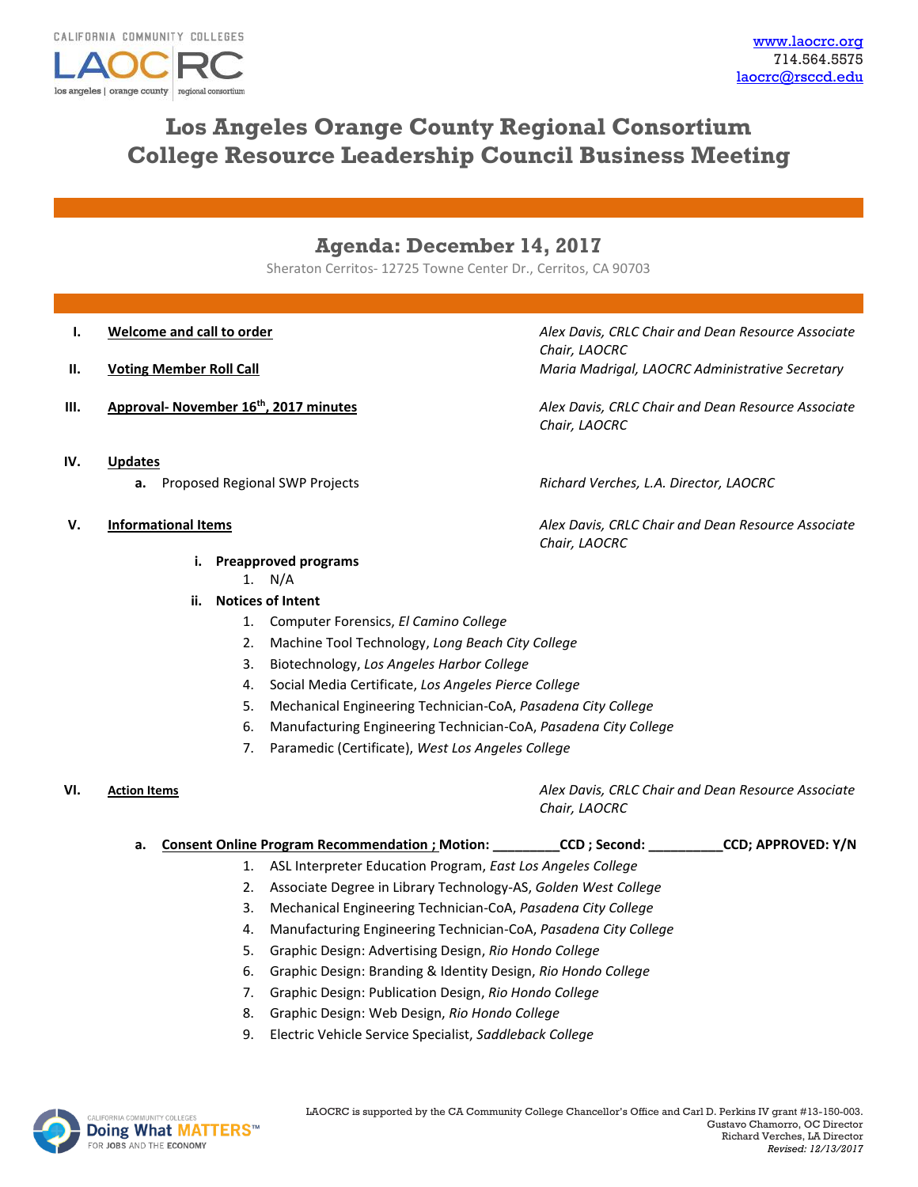CALIFORNIA COMMUNITY COLLEGES
LAOCRC
los angeles | orange county | regional consortium

www.laocrc.org
714.564.5575
laocrc@rsccd.edu

# Los Angeles Orange County Regional Consortium
# College Resource Leadership Council Business Meeting

## Agenda: December 14, 2017

Sheraton Cerritos- 12725 Towne Center Dr., Cerritos, CA 90703

**I. Welcome and call to order** — *Alex Davis, CRLC Chair and Dean Resource Associate Chair, LAOCRC*

**II. Voting Member Roll Call** — *Maria Madrigal, LAOCRC Administrative Secretary*

**III. Approval- November 16th, 2017 minutes** — *Alex Davis, CRLC Chair and Dean Resource Associate Chair, LAOCRC*

**IV. Updates**

- **a.** Proposed Regional SWP Projects — *Richard Verches, L.A. Director, LAOCRC*

**V. Informational Items** — *Alex Davis, CRLC Chair and Dean Resource Associate Chair, LAOCRC*

- **i. Preapproved programs**
  1. N/A
- **ii. Notices of Intent**
  1. Computer Forensics, *El Camino College*
  2. Machine Tool Technology, *Long Beach City College*
  3. Biotechnology, *Los Angeles Harbor College*
  4. Social Media Certificate, *Los Angeles Pierce College*
  5. Mechanical Engineering Technician-CoA, *Pasadena City College*
  6. Manufacturing Engineering Technician-CoA, *Pasadena City College*
  7. Paramedic (Certificate), *West Los Angeles College*

**VI. Action Items** — *Alex Davis, CRLC Chair and Dean Resource Associate Chair, LAOCRC*

- **a. Consent Online Program Recommendation ; Motion: _________CCD ; Second: __________CCD; APPROVED: Y/N**
  1. ASL Interpreter Education Program, *East Los Angeles College*
  2. Associate Degree in Library Technology-AS, *Golden West College*
  3. Mechanical Engineering Technician-CoA, *Pasadena City College*
  4. Manufacturing Engineering Technician-CoA, *Pasadena City College*
  5. Graphic Design: Advertising Design, *Rio Hondo College*
  6. Graphic Design: Branding & Identity Design, *Rio Hondo College*
  7. Graphic Design: Publication Design, *Rio Hondo College*
  8. Graphic Design: Web Design, *Rio Hondo College*
  9. Electric Vehicle Service Specialist, *Saddleback College*

CALIFORNIA COMMUNITY COLLEGES Doing What MATTERS™ FOR JOBS AND THE ECONOMY

LAOCRC is supported by the CA Community College Chancellor's Office and Carl D. Perkins IV grant #13-150-003.
Gustavo Chamorro, OC Director
Richard Verches, LA Director
*Revised: 12/13/2017*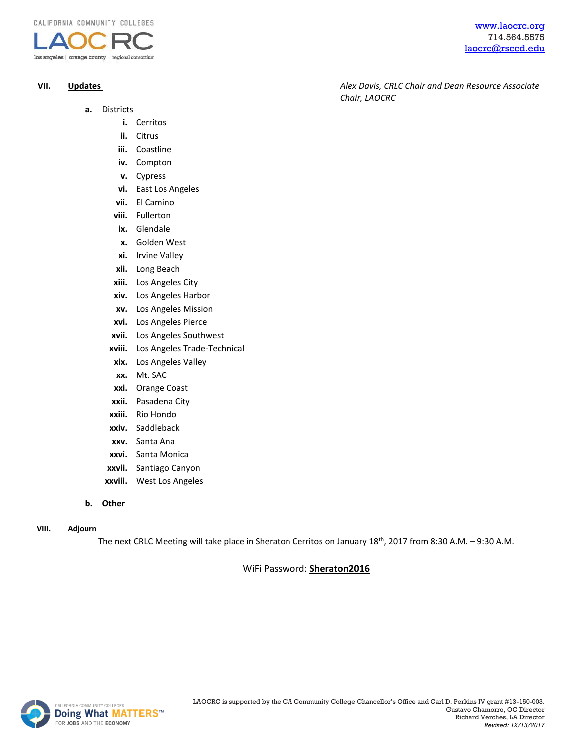**VII. <u>Updates</u>** *Alex Davis, CRLC Chair and Dean Resource Associate Chair, LAOCRC*

a. Districts

i. Cerritos
ii. Citrus
iii. Coastline
iv. Compton
v. Cypress
vi. East Los Angeles
vii. El Camino
viii. Fullerton
ix. Glendale
x. Golden West
xi. Irvine Valley
xii. Long Beach
xiii. Los Angeles City
xiv. Los Angeles Harbor
xv. Los Angeles Mission
xvi. Los Angeles Pierce
xvii. Los Angeles Southwest
xviii. Los Angeles Trade-Technical
xix. Los Angeles Valley
xx. Mt. SAC
xxi. Orange Coast
xxii. Pasadena City
xxiii. Rio Hondo
xxiv. Saddleback
xxv. Santa Ana
xxvi. Santa Monica
xxvii. Santiago Canyon
xxviii. West Los Angeles

**b. Other**

**VIII. Adjourn**

The next CRLC Meeting will take place in Sheraton Cerritos on January 18th, 2017 from 8:30 A.M. – 9:30 A.M.

WiFi Password: **<u>Sheraton2016</u>**

LAOCRC is supported by the CA Community College Chancellor's Office and Carl D. Perkins IV grant #13-150-003.
Gustavo Chamorro, OC Director
Richard Verches, LA Director
*Revised: 12/13/2017*